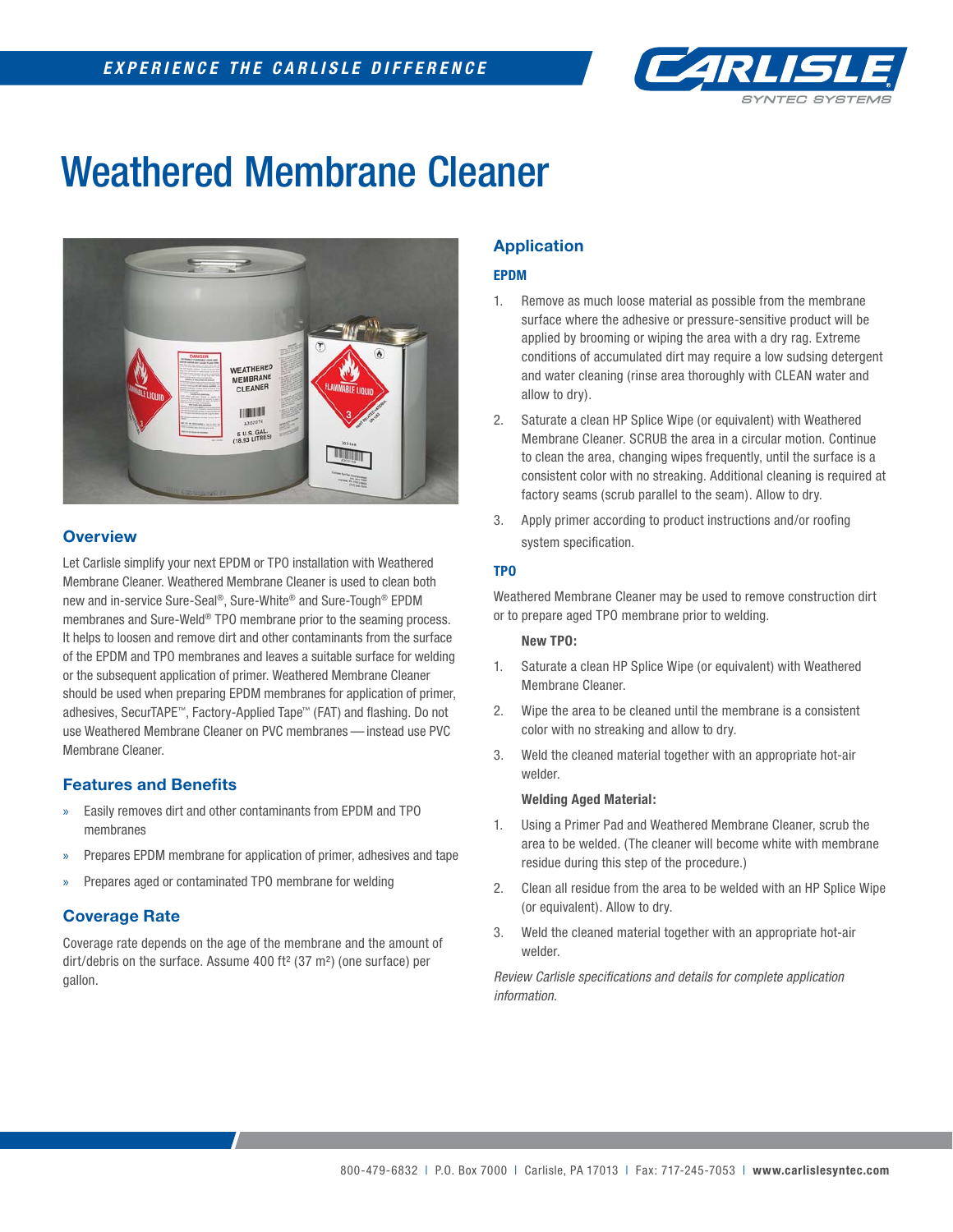# Weathered Membrane Cleaner

## Overview

Let Carlisle simplify your next EPDM or TPO installation with Weathered Membrane Cleaner. Weathered Membrane Cleaner is used to clean both new and in-service Sure-Seal®, Sure-White® and Sure-Tough® EPDM membranes and Sure-Weld® TPO membrane prior to the seaming process. It helps to loosen and remove dirt and other contaminants from the surface of the EPDM and TPO membranes and leaves a suitable surface for welding or the subsequent application of primer. Weathered Membrane Cleaner should be used when preparing EPDM membranes for application of primer, adhesives, SecurTAPE™, Factory-Applied Tape™ (FAT) and flashing. Do not use Weathered Membrane Cleaner on PVC membranes — instead use PVC Membrane Cleaner.

## Features and Benefits

- Easily removes dirt and other contaminants from EPDM and TPO membranes
- Prepares EPDM membrane for application of primer, adhesives and tape
- Prepares aged or contaminated TPO membrane for welding

## Coverage Rate

Coverage rate depends on the age of the membrane and the amount of dirt/debris on the surface. Assume 400 ft² (37 m²) (one surface) per gallon.

## Application

### EPDM

1. Remove as much loose material as possible from the membrane surface where the adhesive or pressure-sensitive product will be applied by brooming or wiping the area with a dry rag. Extreme conditions of accumulated dirt may require a low sudsing detergent and water cleaning (rinse area thoroughly with CLEAN water and allow to dry).
2. Saturate a clean HP Splice Wipe (or equivalent) with Weathered Membrane Cleaner. SCRUB the area in a circular motion. Continue to clean the area, changing wipes frequently, until the surface is a consistent color with no streaking. Additional cleaning is required at factory seams (scrub parallel to the seam). Allow to dry.
3. Apply primer according to product instructions and/or roofing system specification.

### TPO

Weathered Membrane Cleaner may be used to remove construction dirt or to prepare aged TPO membrane prior to welding.

**New TPO:**

1. Saturate a clean HP Splice Wipe (or equivalent) with Weathered Membrane Cleaner.
2. Wipe the area to be cleaned until the membrane is a consistent color with no streaking and allow to dry.
3. Weld the cleaned material together with an appropriate hot-air welder.

**Welding Aged Material:**

1. Using a Primer Pad and Weathered Membrane Cleaner, scrub the area to be welded. (The cleaner will become white with membrane residue during this step of the procedure.)
2. Clean all residue from the area to be welded with an HP Splice Wipe (or equivalent). Allow to dry.
3. Weld the cleaned material together with an appropriate hot-air welder.

*Review Carlisle specifications and details for complete application information.*

800-479-6832 | P.O. Box 7000 | Carlisle, PA 17013 | Fax: 717-245-7053 | **www.carlislesyntec.com**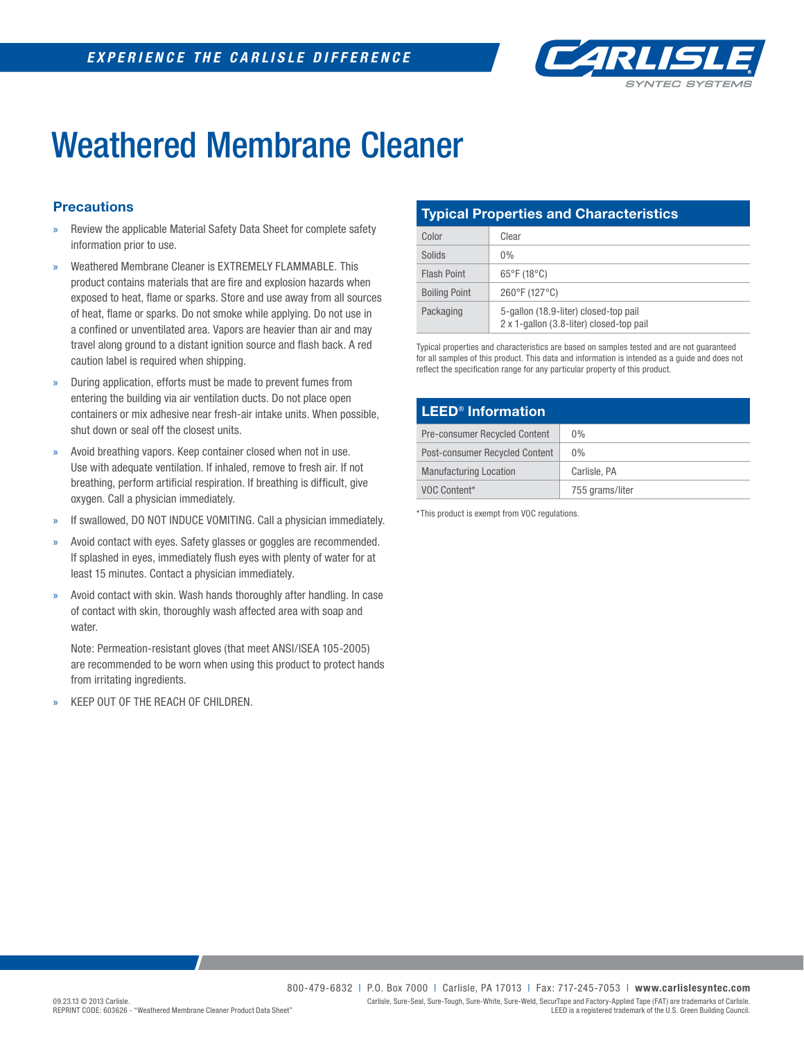# Weathered Membrane Cleaner

## Precautions

- Review the applicable Material Safety Data Sheet for complete safety information prior to use.
- Weathered Membrane Cleaner is EXTREMELY FLAMMABLE. This product contains materials that are fire and explosion hazards when exposed to heat, flame or sparks. Store and use away from all sources of heat, flame or sparks. Do not smoke while applying. Do not use in a confined or unventilated area. Vapors are heavier than air and may travel along ground to a distant ignition source and flash back. A red caution label is required when shipping.
- During application, efforts must be made to prevent fumes from entering the building via air ventilation ducts. Do not place open containers or mix adhesive near fresh-air intake units. When possible, shut down or seal off the closest units.
- Avoid breathing vapors. Keep container closed when not in use. Use with adequate ventilation. If inhaled, remove to fresh air. If not breathing, perform artificial respiration. If breathing is difficult, give oxygen. Call a physician immediately.
- If swallowed, DO NOT INDUCE VOMITING. Call a physician immediately.
- Avoid contact with eyes. Safety glasses or goggles are recommended. If splashed in eyes, immediately flush eyes with plenty of water for at least 15 minutes. Contact a physician immediately.
- Avoid contact with skin. Wash hands thoroughly after handling. In case of contact with skin, thoroughly wash affected area with soap and water.

  Note: Permeation-resistant gloves (that meet ANSI/ISEA 105-2005) are recommended to be worn when using this product to protect hands from irritating ingredients.
- KEEP OUT OF THE REACH OF CHILDREN.

## Typical Properties and Characteristics

| | |
|---|---|
| Color | Clear |
| Solids | 0% |
| Flash Point | 65°F (18°C) |
| Boiling Point | 260°F (127°C) |
| Packaging | 5-gallon (18.9-liter) closed-top pail<br>2 x 1-gallon (3.8-liter) closed-top pail |

Typical properties and characteristics are based on samples tested and are not guaranteed for all samples of this product. This data and information is intended as a guide and does not reflect the specification range for any particular property of this product.

## LEED® Information

| | |
|---|---|
| Pre-consumer Recycled Content | 0% |
| Post-consumer Recycled Content | 0% |
| Manufacturing Location | Carlisle, PA |
| VOC Content* | 755 grams/liter |

*This product is exempt from VOC regulations.

800-479-6832 | P.O. Box 7000 | Carlisle, PA 17013 | Fax: 717-245-7053 | www.carlislesyntec.com

09.23.13 © 2013 Carlisle.
REPRINT CODE: 603626 - "Weathered Membrane Cleaner Product Data Sheet"

Carlisle, Sure-Seal, Sure-Tough, Sure-White, Sure-Weld, SecurTape and Factory-Applied Tape (FAT) are trademarks of Carlisle.
LEED is a registered trademark of the U.S. Green Building Council.